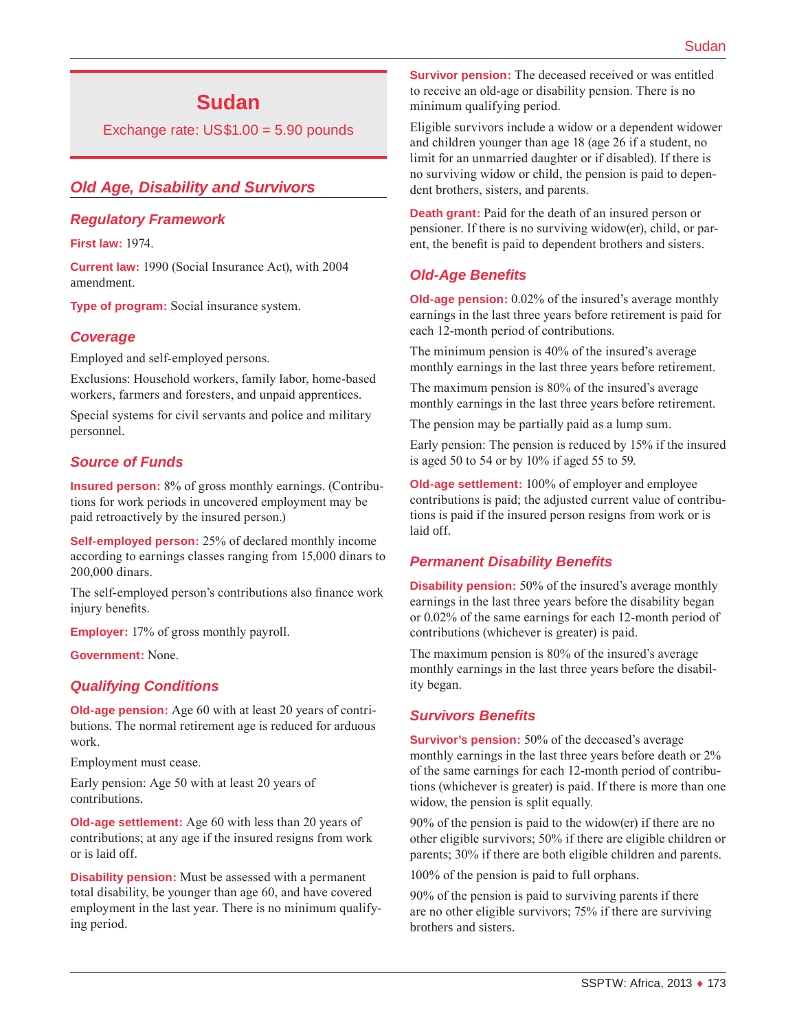# Sudan

Exchange rate: US$1.00 = 5.90 pounds

## Old Age, Disability and Survivors

### Regulatory Framework

**First law:** 1974.

**Current law:** 1990 (Social Insurance Act), with 2004 amendment.

**Type of program:** Social insurance system.

### Coverage

Employed and self-employed persons.

Exclusions: Household workers, family labor, home-based workers, farmers and foresters, and unpaid apprentices.

Special systems for civil servants and police and military personnel.

### Source of Funds

**Insured person:** 8% of gross monthly earnings. (Contributions for work periods in uncovered employment may be paid retroactively by the insured person.)

**Self-employed person:** 25% of declared monthly income according to earnings classes ranging from 15,000 dinars to 200,000 dinars.

The self-employed person's contributions also finance work injury benefits.

**Employer:** 17% of gross monthly payroll.

**Government:** None.

### Qualifying Conditions

**Old-age pension:** Age 60 with at least 20 years of contributions. The normal retirement age is reduced for arduous work.

Employment must cease.

Early pension: Age 50 with at least 20 years of contributions.

**Old-age settlement:** Age 60 with less than 20 years of contributions; at any age if the insured resigns from work or is laid off.

**Disability pension:** Must be assessed with a permanent total disability, be younger than age 60, and have covered employment in the last year. There is no minimum qualifying period.

**Survivor pension:** The deceased received or was entitled to receive an old-age or disability pension. There is no minimum qualifying period.

Eligible survivors include a widow or a dependent widower and children younger than age 18 (age 26 if a student, no limit for an unmarried daughter or if disabled). If there is no surviving widow or child, the pension is paid to dependent brothers, sisters, and parents.

**Death grant:** Paid for the death of an insured person or pensioner. If there is no surviving widow(er), child, or parent, the benefit is paid to dependent brothers and sisters.

### Old-Age Benefits

**Old-age pension:** 0.02% of the insured's average monthly earnings in the last three years before retirement is paid for each 12-month period of contributions.

The minimum pension is 40% of the insured's average monthly earnings in the last three years before retirement.

The maximum pension is 80% of the insured's average monthly earnings in the last three years before retirement.

The pension may be partially paid as a lump sum.

Early pension: The pension is reduced by 15% if the insured is aged 50 to 54 or by 10% if aged 55 to 59.

**Old-age settlement:** 100% of employer and employee contributions is paid; the adjusted current value of contributions is paid if the insured person resigns from work or is laid off.

### Permanent Disability Benefits

**Disability pension:** 50% of the insured's average monthly earnings in the last three years before the disability began or 0.02% of the same earnings for each 12-month period of contributions (whichever is greater) is paid.

The maximum pension is 80% of the insured's average monthly earnings in the last three years before the disability began.

### Survivors Benefits

**Survivor's pension:** 50% of the deceased's average monthly earnings in the last three years before death or 2% of the same earnings for each 12-month period of contributions (whichever is greater) is paid. If there is more than one widow, the pension is split equally.

90% of the pension is paid to the widow(er) if there are no other eligible survivors; 50% if there are eligible children or parents; 30% if there are both eligible children and parents.

100% of the pension is paid to full orphans.

90% of the pension is paid to surviving parents if there are no other eligible survivors; 75% if there are surviving brothers and sisters.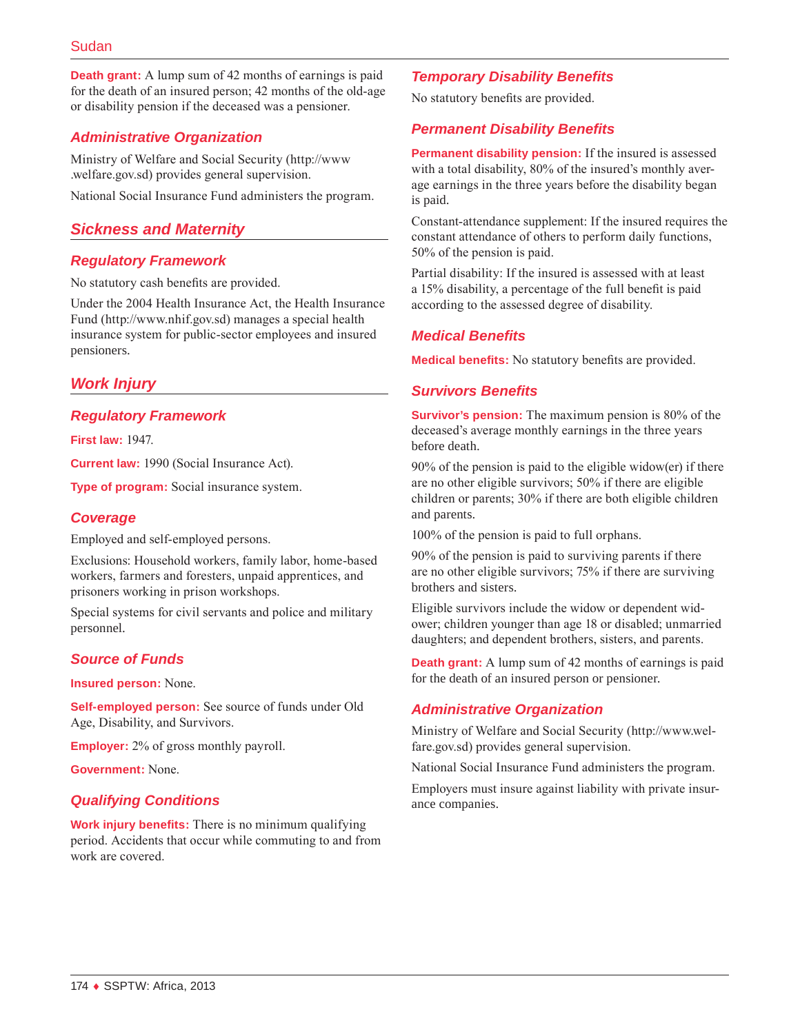**Death grant:** A lump sum of 42 months of earnings is paid for the death of an insured person; 42 months of the old-age or disability pension if the deceased was a pensioner.

### Administrative Organization

Ministry of Welfare and Social Security (http://www.welfare.gov.sd) provides general supervision.

National Social Insurance Fund administers the program.

## Sickness and Maternity

### Regulatory Framework

No statutory cash benefits are provided.

Under the 2004 Health Insurance Act, the Health Insurance Fund (http://www.nhif.gov.sd) manages a special health insurance system for public-sector employees and insured pensioners.

## Work Injury

### Regulatory Framework

**First law:** 1947.

**Current law:** 1990 (Social Insurance Act).

**Type of program:** Social insurance system.

### Coverage

Employed and self-employed persons.

Exclusions: Household workers, family labor, home-based workers, farmers and foresters, unpaid apprentices, and prisoners working in prison workshops.

Special systems for civil servants and police and military personnel.

### Source of Funds

**Insured person:** None.

**Self-employed person:** See source of funds under Old Age, Disability, and Survivors.

**Employer:** 2% of gross monthly payroll.

**Government:** None.

### Qualifying Conditions

**Work injury benefits:** There is no minimum qualifying period. Accidents that occur while commuting to and from work are covered.

### Temporary Disability Benefits

No statutory benefits are provided.

### Permanent Disability Benefits

**Permanent disability pension:** If the insured is assessed with a total disability, 80% of the insured's monthly average earnings in the three years before the disability began is paid.

Constant-attendance supplement: If the insured requires the constant attendance of others to perform daily functions, 50% of the pension is paid.

Partial disability: If the insured is assessed with at least a 15% disability, a percentage of the full benefit is paid according to the assessed degree of disability.

### Medical Benefits

**Medical benefits:** No statutory benefits are provided.

### Survivors Benefits

**Survivor's pension:** The maximum pension is 80% of the deceased's average monthly earnings in the three years before death.

90% of the pension is paid to the eligible widow(er) if there are no other eligible survivors; 50% if there are eligible children or parents; 30% if there are both eligible children and parents.

100% of the pension is paid to full orphans.

90% of the pension is paid to surviving parents if there are no other eligible survivors; 75% if there are surviving brothers and sisters.

Eligible survivors include the widow or dependent widower; children younger than age 18 or disabled; unmarried daughters; and dependent brothers, sisters, and parents.

**Death grant:** A lump sum of 42 months of earnings is paid for the death of an insured person or pensioner.

### Administrative Organization

Ministry of Welfare and Social Security (http://www.welfare.gov.sd) provides general supervision.

National Social Insurance Fund administers the program.

Employers must insure against liability with private insurance companies.